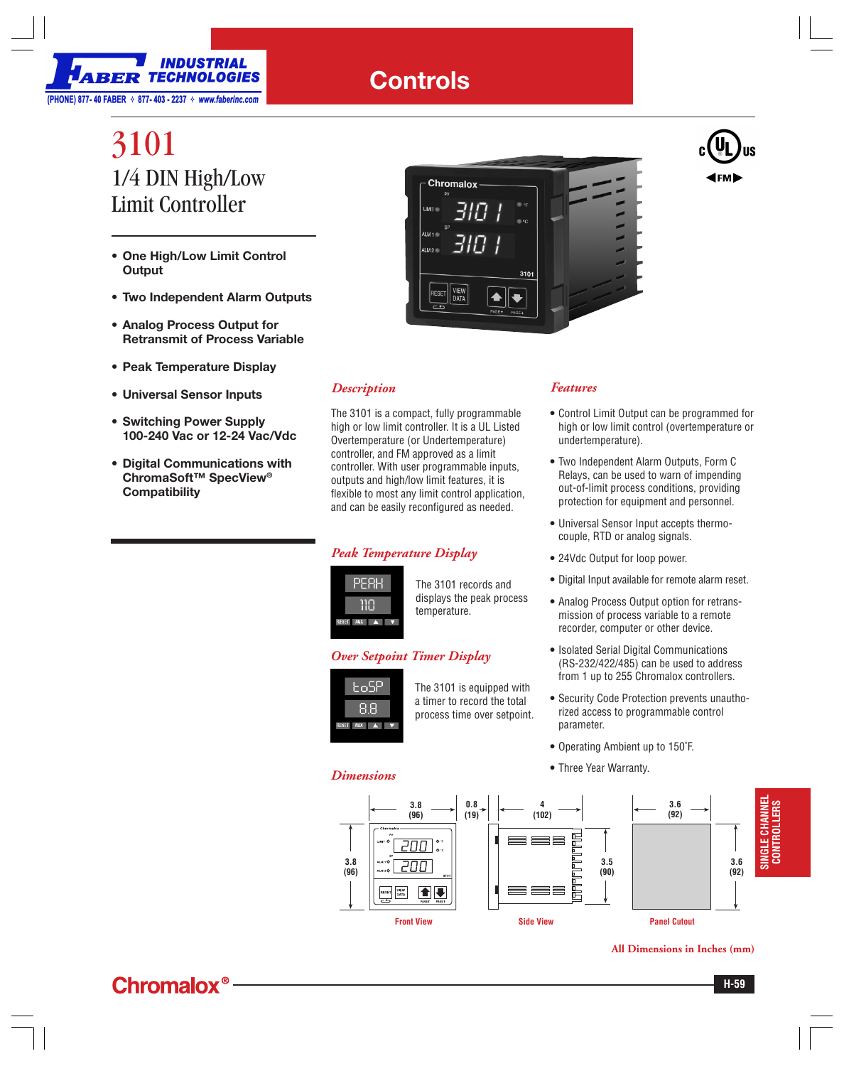# 3101

## 1/4 DIN High/Low Limit Controller

- **One High/Low Limit Control Output**
- **Two Independent Alarm Outputs**
- **Analog Process Output for Retransmit of Process Variable**
- **Peak Temperature Display**
- **Universal Sensor Inputs**
- **Switching Power Supply 100-240 Vac or 12-24 Vac/Vdc**
- **Digital Communications with ChromaSoft™ SpecView® Compatibility**

### *Description*

The 3101 is a compact, fully programmable high or low limit controller. It is a UL Listed Overtemperature (or Undertemperature) controller, and FM approved as a limit controller. With user programmable inputs, outputs and high/low limit features, it is flexible to most any limit control application, and can be easily reconfigured as needed.

### *Peak Temperature Display*

The 3101 records and displays the peak process temperature.

### *Over Setpoint Timer Display*

The 3101 is equipped with a timer to record the total process time over setpoint.

### *Features*

- Control Limit Output can be programmed for high or low limit control (overtemperature or undertemperature).
- Two Independent Alarm Outputs, Form C Relays, can be used to warn of impending out-of-limit process conditions, providing protection for equipment and personnel.
- Universal Sensor Input accepts thermocouple, RTD or analog signals.
- 24Vdc Output for loop power.
- Digital Input available for remote alarm reset.
- Analog Process Output option for retransmission of process variable to a remote recorder, computer or other device.
- Isolated Serial Digital Communications (RS-232/422/485) can be used to address from 1 up to 255 Chromalox controllers.
- Security Code Protection prevents unauthorized access to programmable control parameter.
- Operating Ambient up to 150°F.
- Three Year Warranty.

### *Dimensions*

Front View: 3.8 (96) wide × 3.8 (96) high

Side View: 0.8 (19), 4 (102), 3.5 (90)

Panel Cutout: 3.6 (92) × 3.6 (92)

**All Dimensions in Inches (mm)**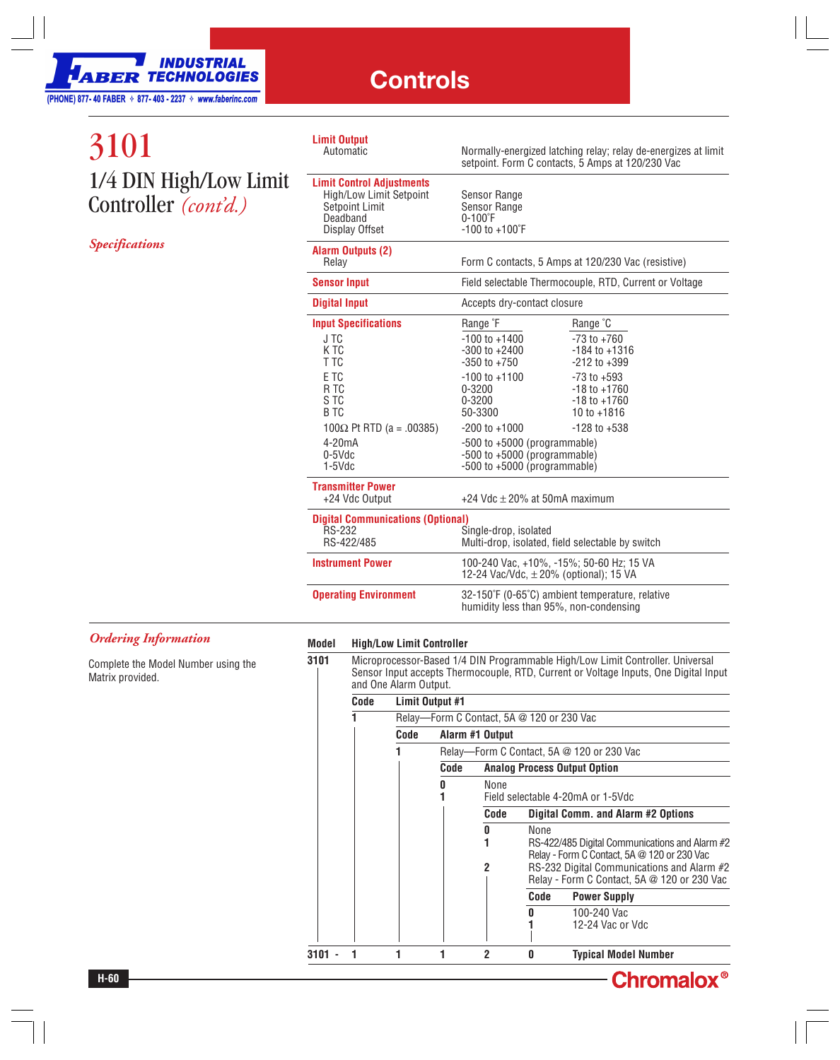# 3101

## 1/4 DIN High/Low Limit Controller *(cont'd.)*

### *Specifications*

| | | |
|---|---|---|
| **Limit Output** | | |
| Automatic | Normally-energized latching relay; relay de-energizes at limit setpoint. Form C contacts, 5 Amps at 120/230 Vac | |
| **Limit Control Adjustments** | | |
| High/Low Limit Setpoint | Sensor Range | |
| Setpoint Limit | Sensor Range | |
| Deadband | 0-100°F | |
| Display Offset | -100 to +100°F | |
| **Alarm Outputs (2)** | | |
| Relay | Form C contacts, 5 Amps at 120/230 Vac (resistive) | |
| **Sensor Input** | Field selectable Thermocouple, RTD, Current or Voltage | |
| **Digital Input** | Accepts dry-contact closure | |
| **Input Specifications** | Range °F | Range °C |
| J TC | -100 to +1400 | -73 to +760 |
| K TC | -300 to +2400 | -184 to +1316 |
| T TC | -350 to +750 | -212 to +399 |
| E TC | -100 to +1100 | -73 to +593 |
| R TC | 0-3200 | -18 to +1760 |
| S TC | 0-3200 | -18 to +1760 |
| B TC | 50-3300 | 10 to +1816 |
| 100Ω Pt RTD (a = .00385) | -200 to +1000 | -128 to +538 |
| 4-20mA | -500 to +5000 (programmable) | |
| 0-5Vdc | -500 to +5000 (programmable) | |
| 1-5Vdc | -500 to +5000 (programmable) | |
| **Transmitter Power** | | |
| +24 Vdc Output | +24 Vdc ± 20% at 50mA maximum | |
| **Digital Communications (Optional)** | | |
| RS-232 | Single-drop, isolated | |
| RS-422/485 | Multi-drop, isolated, field selectable by switch | |
| **Instrument Power** | 100-240 Vac, +10%, -15%; 50-60 Hz; 15 VA<br>12-24 Vac/Vdc, ± 20% (optional); 15 VA | |
| **Operating Environment** | 32-150°F (0-65°C) ambient temperature, relative humidity less than 95%, non-condensing | |

### *Ordering Information*

Complete the Model Number using the Matrix provided.

**Model** — **High/Low Limit Controller**

**3101** — Microprocessor-Based 1/4 DIN Programmable High/Low Limit Controller. Universal Sensor Input accepts Thermocouple, RTD, Current or Voltage Inputs, One Digital Input and One Alarm Output.

| Code | Limit Output #1 |
|---|---|
| 1 | Relay—Form C Contact, 5A @ 120 or 230 Vac |

| Code | Alarm #1 Output |
|---|---|
| 1 | Relay—Form C Contact, 5A @ 120 or 230 Vac |

| Code | Analog Process Output Option |
|---|---|
| 0 | None |
| 1 | Field selectable 4-20mA or 1-5Vdc |

| Code | Digital Comm. and Alarm #2 Options |
|---|---|
| 0 | None |
| 1 | RS-422/485 Digital Communications and Alarm #2 Relay - Form C Contact, 5A @ 120 or 230 Vac |
| 2 | RS-232 Digital Communications and Alarm #2 Relay - Form C Contact, 5A @ 120 or 230 Vac |

| Code | Power Supply |
|---|---|
| 0 | 100-240 Vac |
| 1 | 12-24 Vac or Vdc |

**3101 - 1 1 1 2 0** **Typical Model Number**